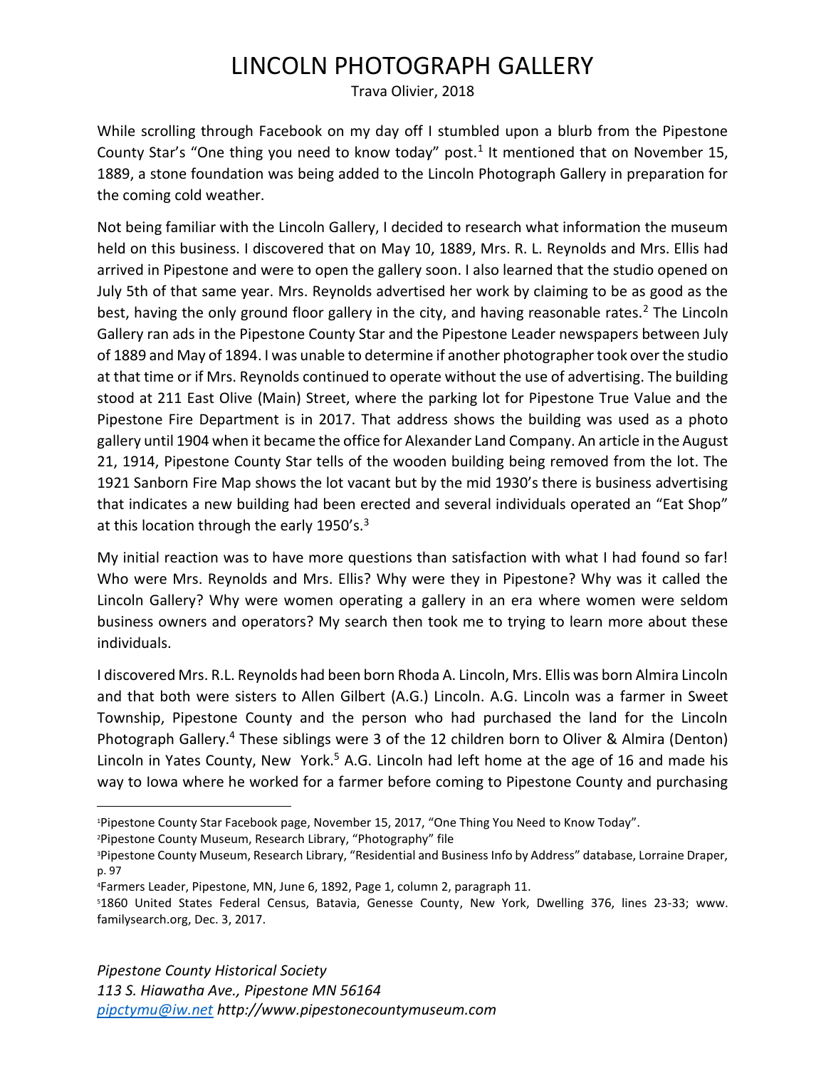# LINCOLN PHOTOGRAPH GALLERY

Trava Olivier, 2018

While scrolling through Facebook on my day off I stumbled upon a blurb from the Pipestone County Star's "One thing you need to know today" post.[1] It mentioned that on November 15, 1889, a stone foundation was being added to the Lincoln Photograph Gallery in preparation for the coming cold weather.

Not being familiar with the Lincoln Gallery, I decided to research what information the museum held on this business. I discovered that on May 10, 1889, Mrs. R. L. Reynolds and Mrs. Ellis had arrived in Pipestone and were to open the gallery soon. I also learned that the studio opened on July 5th of that same year. Mrs. Reynolds advertised her work by claiming to be as good as the best, having the only ground floor gallery in the city, and having reasonable rates.[2] The Lincoln Gallery ran ads in the Pipestone County Star and the Pipestone Leader newspapers between July of 1889 and May of 1894. I was unable to determine if another photographer took over the studio at that time or if Mrs. Reynolds continued to operate without the use of advertising. The building stood at 211 East Olive (Main) Street, where the parking lot for Pipestone True Value and the Pipestone Fire Department is in 2017. That address shows the building was used as a photo gallery until 1904 when it became the office for Alexander Land Company. An article in the August 21, 1914, Pipestone County Star tells of the wooden building being removed from the lot. The 1921 Sanborn Fire Map shows the lot vacant but by the mid 1930's there is business advertising that indicates a new building had been erected and several individuals operated an "Eat Shop" at this location through the early 1950's.[3]

My initial reaction was to have more questions than satisfaction with what I had found so far! Who were Mrs. Reynolds and Mrs. Ellis? Why were they in Pipestone? Why was it called the Lincoln Gallery? Why were women operating a gallery in an era where women were seldom business owners and operators? My search then took me to trying to learn more about these individuals.

I discovered Mrs. R.L. Reynolds had been born Rhoda A. Lincoln, Mrs. Ellis was born Almira Lincoln and that both were sisters to Allen Gilbert (A.G.) Lincoln. A.G. Lincoln was a farmer in Sweet Township, Pipestone County and the person who had purchased the land for the Lincoln Photograph Gallery.[4] These siblings were 3 of the 12 children born to Oliver & Almira (Denton) Lincoln in Yates County, New York.[5] A.G. Lincoln had left home at the age of 16 and made his way to Iowa where he worked for a farmer before coming to Pipestone County and purchasing

---

[1] Pipestone County Star Facebook page, November 15, 2017, "One Thing You Need to Know Today".

[2] Pipestone County Museum, Research Library, "Photography" file

[3] Pipestone County Museum, Research Library, "Residential and Business Info by Address" database, Lorraine Draper, p. 97

[4] Farmers Leader, Pipestone, MN, June 6, 1892, Page 1, column 2, paragraph 11.

[5] 1860 United States Federal Census, Batavia, Genesse County, New York, Dwelling 376, lines 23-33; www.familysearch.org, Dec. 3, 2017.

*Pipestone County Historical Society*
*113 S. Hiawatha Ave., Pipestone MN 56164*
*pipctymu@iw.net* ***http://www.pipestonecountymuseum.com***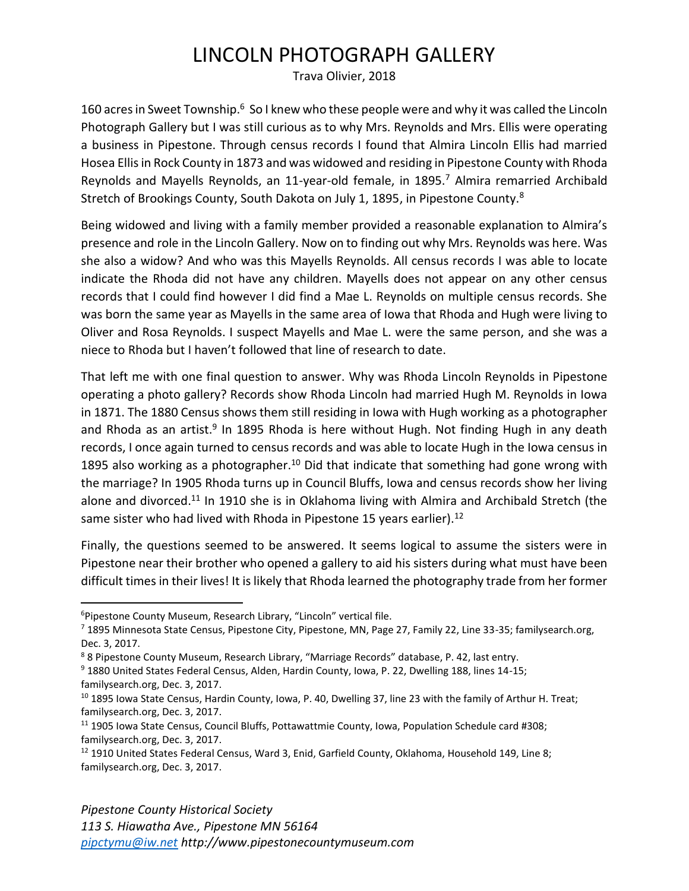160 acres in Sweet Township.[6] So I knew who these people were and why it was called the Lincoln Photograph Gallery but I was still curious as to why Mrs. Reynolds and Mrs. Ellis were operating a business in Pipestone. Through census records I found that Almira Lincoln Ellis had married Hosea Ellis in Rock County in 1873 and was widowed and residing in Pipestone County with Rhoda Reynolds and Mayells Reynolds, an 11-year-old female, in 1895.[7] Almira remarried Archibald Stretch of Brookings County, South Dakota on July 1, 1895, in Pipestone County.[8]

Being widowed and living with a family member provided a reasonable explanation to Almira's presence and role in the Lincoln Gallery. Now on to finding out why Mrs. Reynolds was here. Was she also a widow? And who was this Mayells Reynolds. All census records I was able to locate indicate the Rhoda did not have any children. Mayells does not appear on any other census records that I could find however I did find a Mae L. Reynolds on multiple census records. She was born the same year as Mayells in the same area of Iowa that Rhoda and Hugh were living to Oliver and Rosa Reynolds. I suspect Mayells and Mae L. were the same person, and she was a niece to Rhoda but I haven't followed that line of research to date.

That left me with one final question to answer. Why was Rhoda Lincoln Reynolds in Pipestone operating a photo gallery? Records show Rhoda Lincoln had married Hugh M. Reynolds in Iowa in 1871. The 1880 Census shows them still residing in Iowa with Hugh working as a photographer and Rhoda as an artist.[9] In 1895 Rhoda is here without Hugh. Not finding Hugh in any death records, I once again turned to census records and was able to locate Hugh in the Iowa census in 1895 also working as a photographer.[10] Did that indicate that something had gone wrong with the marriage? In 1905 Rhoda turns up in Council Bluffs, Iowa and census records show her living alone and divorced.[11] In 1910 she is in Oklahoma living with Almira and Archibald Stretch (the same sister who had lived with Rhoda in Pipestone 15 years earlier).[12]

Finally, the questions seemed to be answered. It seems logical to assume the sisters were in Pipestone near their brother who opened a gallery to aid his sisters during what must have been difficult times in their lives! It is likely that Rhoda learned the photography trade from her former

---

[6] Pipestone County Museum, Research Library, "Lincoln" vertical file.

[7] 1895 Minnesota State Census, Pipestone City, Pipestone, MN, Page 27, Family 22, Line 33-35; familysearch.org, Dec. 3, 2017.

[8] 8 Pipestone County Museum, Research Library, "Marriage Records" database, P. 42, last entry.

[9] 1880 United States Federal Census, Alden, Hardin County, Iowa, P. 22, Dwelling 188, lines 14-15; familysearch.org, Dec. 3, 2017.

[10] 1895 Iowa State Census, Hardin County, Iowa, P. 40, Dwelling 37, line 23 with the family of Arthur H. Treat; familysearch.org, Dec. 3, 2017.

[11] 1905 Iowa State Census, Council Bluffs, Pottawattmie County, Iowa, Population Schedule card #308; familysearch.org, Dec. 3, 2017.

[12] 1910 United States Federal Census, Ward 3, Enid, Garfield County, Oklahoma, Household 149, Line 8; familysearch.org, Dec. 3, 2017.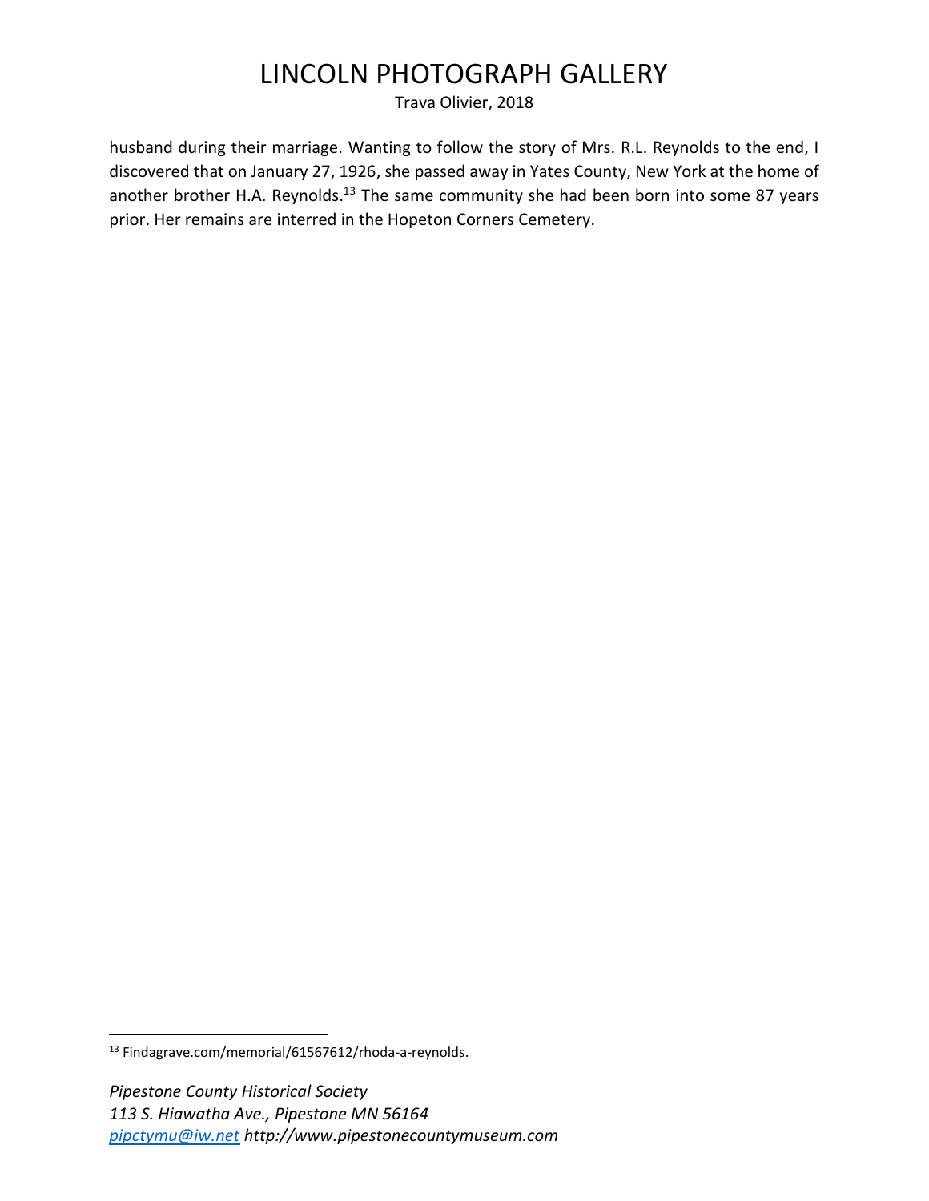husband during their marriage. Wanting to follow the story of Mrs. R.L. Reynolds to the end, I discovered that on January 27, 1926, she passed away in Yates County, New York at the home of another brother H.A. Reynolds.[13] The same community she had been born into some 87 years prior. Her remains are interred in the Hopeton Corners Cemetery.

[13] Findagrave.com/memorial/61567612/rhoda-a-reynolds.